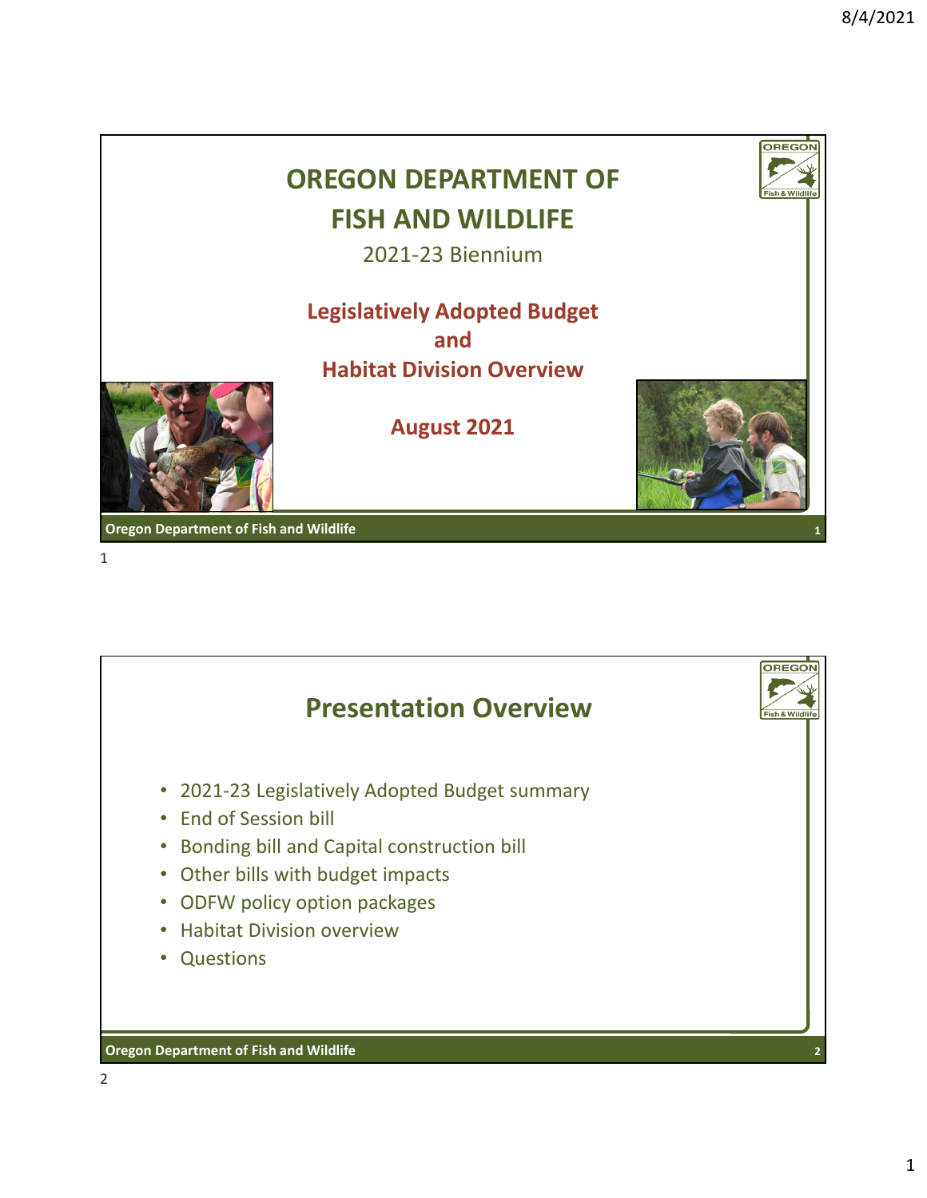# OREGON DEPARTMENT OF FISH AND WILDLIFE

2021-23 Biennium

**Legislatively Adopted Budget and Habitat Division Overview**

**August 2021**

## Presentation Overview

- 2021-23 Legislatively Adopted Budget summary
- End of Session bill
- Bonding bill and Capital construction bill
- Other bills with budget impacts
- ODFW policy option packages
- Habitat Division overview
- Questions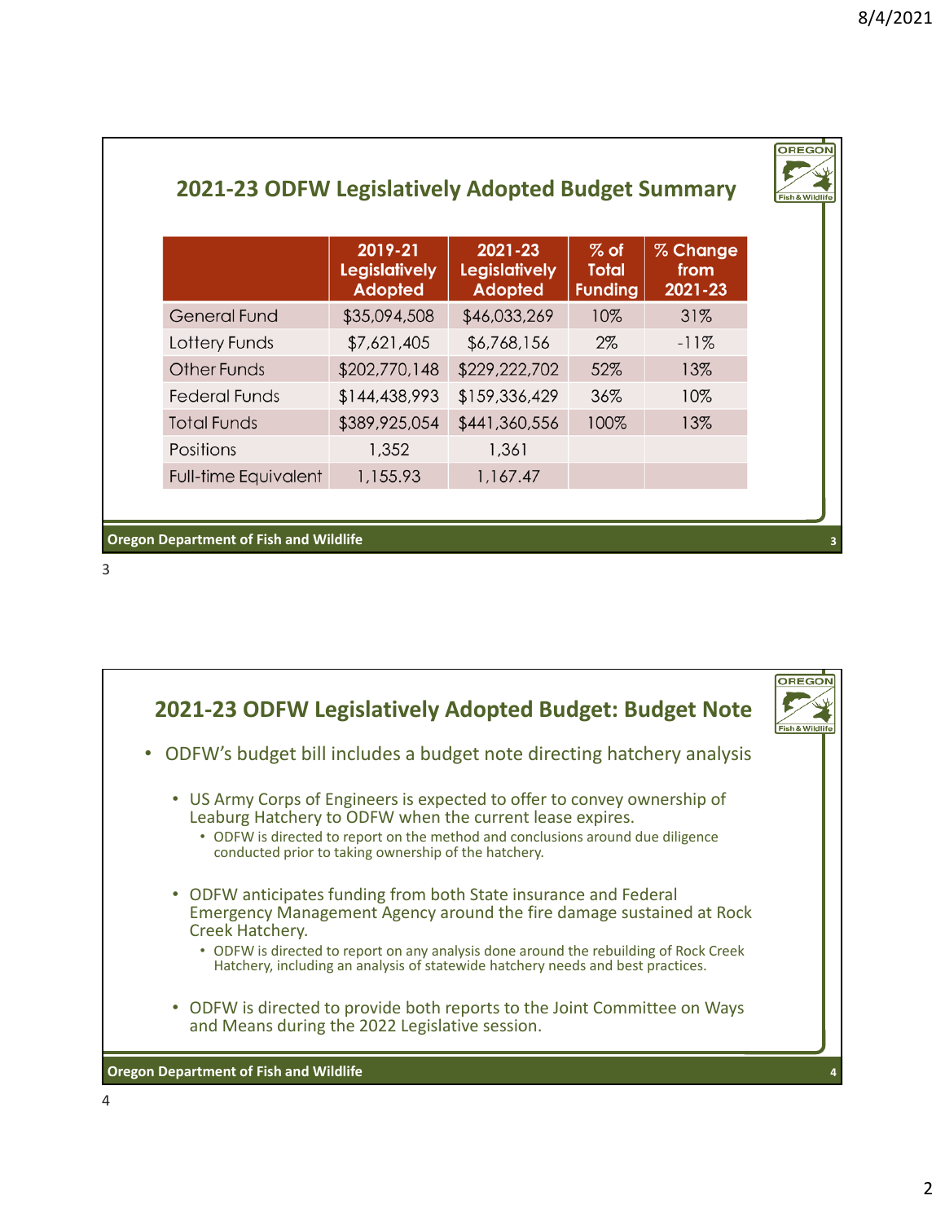## 2021-23 ODFW Legislatively Adopted Budget Summary

| | 2019-21 Legislatively Adopted | 2021-23 Legislatively Adopted | % of Total Funding | % Change from 2021-23 |
|---|---|---|---|---|
| General Fund | $35,094,508 | $46,033,269 | 10% | 31% |
| Lottery Funds | $7,621,405 | $6,768,156 | 2% | -11% |
| Other Funds | $202,770,148 | $229,222,702 | 52% | 13% |
| Federal Funds | $144,438,993 | $159,336,429 | 36% | 10% |
| Total Funds | $389,925,054 | $441,360,556 | 100% | 13% |
| Positions | 1,352 | 1,361 | | |
| Full-time Equivalent | 1,155.93 | 1,167.47 | | |

Oregon Department of Fish and Wildlife

## 2021-23 ODFW Legislatively Adopted Budget: Budget Note

- ODFW's budget bill includes a budget note directing hatchery analysis
  - US Army Corps of Engineers is expected to offer to convey ownership of Leaburg Hatchery to ODFW when the current lease expires.
    - ODFW is directed to report on the method and conclusions around due diligence conducted prior to taking ownership of the hatchery.
  - ODFW anticipates funding from both State insurance and Federal Emergency Management Agency around the fire damage sustained at Rock Creek Hatchery.
    - ODFW is directed to report on any analysis done around the rebuilding of Rock Creek Hatchery, including an analysis of statewide hatchery needs and best practices.
  - ODFW is directed to provide both reports to the Joint Committee on Ways and Means during the 2022 Legislative session.

Oregon Department of Fish and Wildlife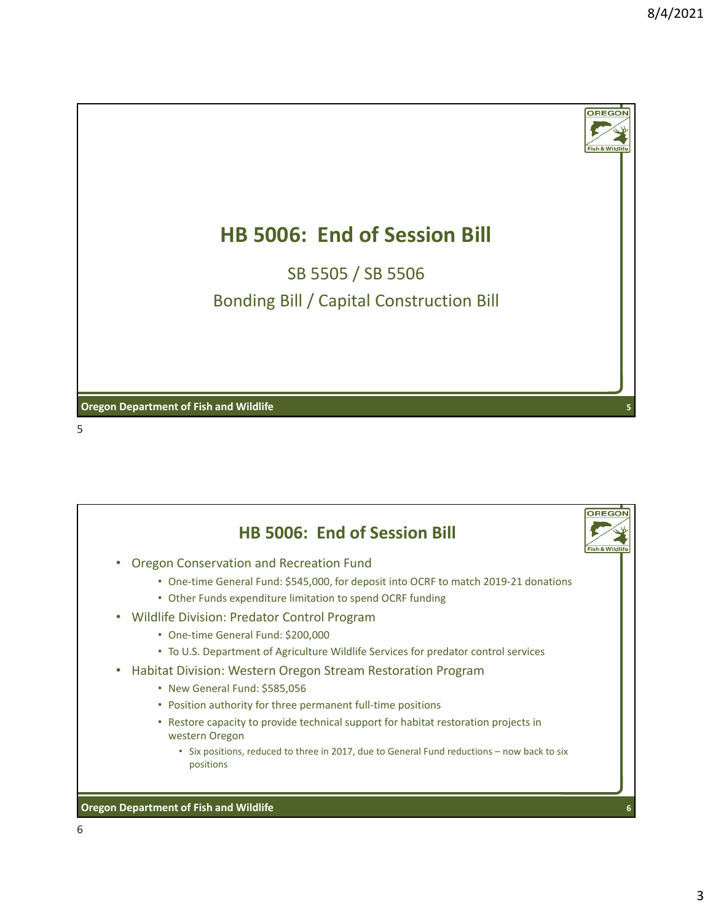# HB 5006: End of Session Bill

SB 5505 / SB 5506

Bonding Bill / Capital Construction Bill

Oregon Department of Fish and Wildlife

## HB 5006: End of Session Bill

- Oregon Conservation and Recreation Fund
  - One-time General Fund: $545,000, for deposit into OCRF to match 2019-21 donations
  - Other Funds expenditure limitation to spend OCRF funding
- Wildlife Division: Predator Control Program
  - One-time General Fund: $200,000
  - To U.S. Department of Agriculture Wildlife Services for predator control services
- Habitat Division: Western Oregon Stream Restoration Program
  - New General Fund: $585,056
  - Position authority for three permanent full-time positions
  - Restore capacity to provide technical support for habitat restoration projects in western Oregon
    - Six positions, reduced to three in 2017, due to General Fund reductions – now back to six positions

Oregon Department of Fish and Wildlife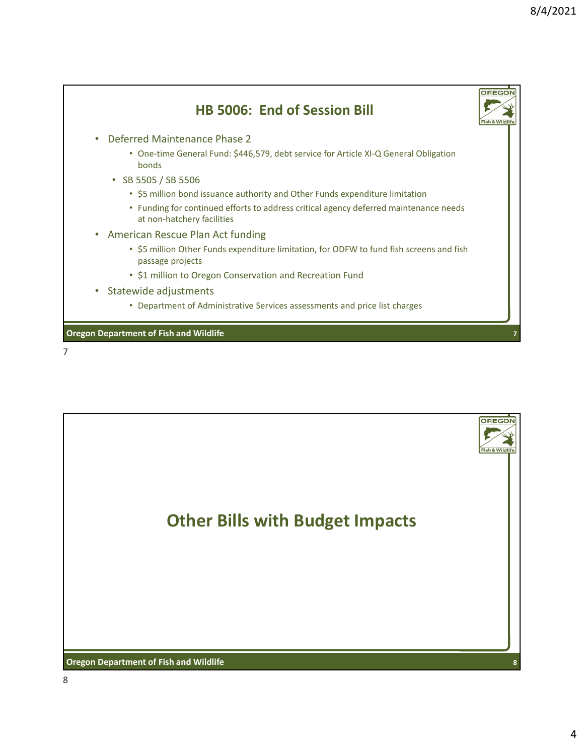## HB 5006: End of Session Bill

- Deferred Maintenance Phase 2
  - One-time General Fund: $446,579, debt service for Article XI-Q General Obligation bonds
  - SB 5505 / SB 5506
    - $5 million bond issuance authority and Other Funds expenditure limitation
    - Funding for continued efforts to address critical agency deferred maintenance needs at non-hatchery facilities
- American Rescue Plan Act funding
  - $5 million Other Funds expenditure limitation, for ODFW to fund fish screens and fish passage projects
  - $1 million to Oregon Conservation and Recreation Fund
- Statewide adjustments
  - Department of Administrative Services assessments and price list charges

## Other Bills with Budget Impacts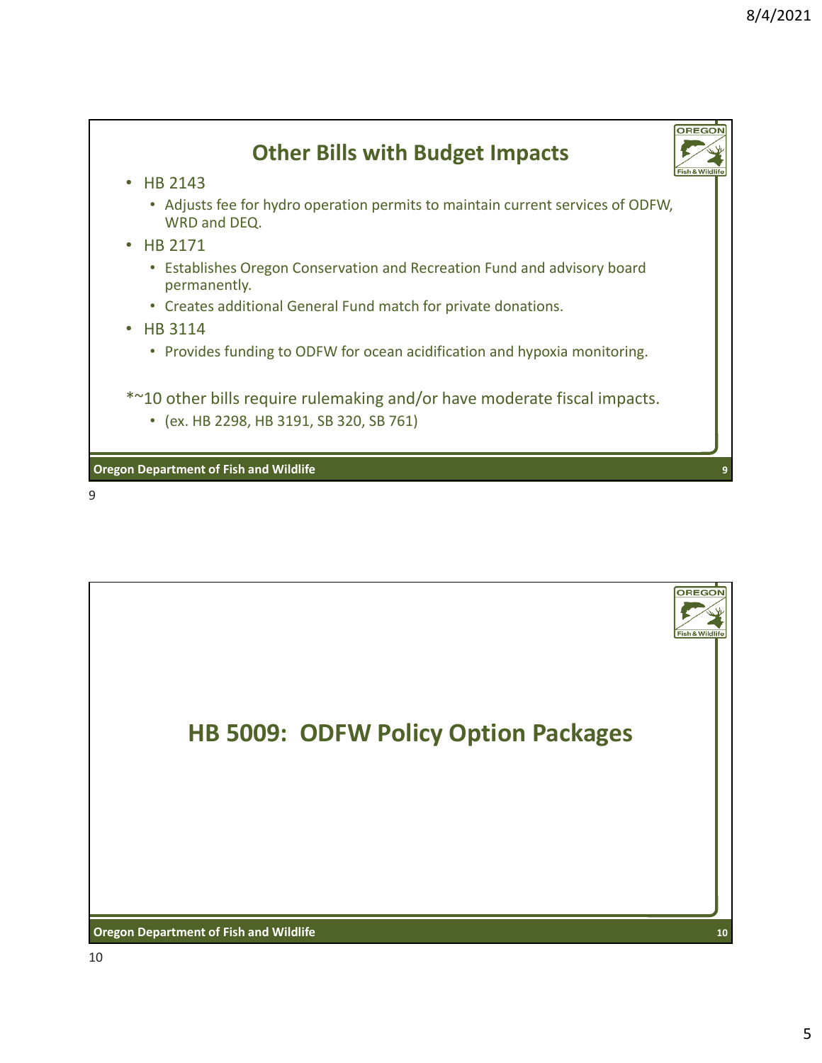## Other Bills with Budget Impacts

- HB 2143
  - Adjusts fee for hydro operation permits to maintain current services of ODFW, WRD and DEQ.
- HB 2171
  - Establishes Oregon Conservation and Recreation Fund and advisory board permanently.
  - Creates additional General Fund match for private donations.
- HB 3114
  - Provides funding to ODFW for ocean acidification and hypoxia monitoring.

*~10 other bills require rulemaking and/or have moderate fiscal impacts.

- (ex. HB 2298, HB 3191, SB 320, SB 761)

## HB 5009: ODFW Policy Option Packages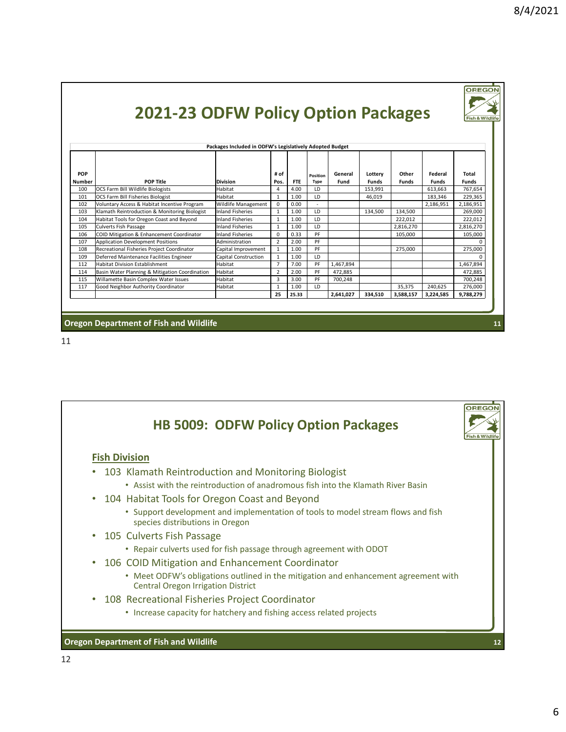## 2021-23 ODFW Policy Option Packages

| Packages Included in ODFW's Legislatively Adopted Budget | | | | | | | | | | |
|---|---|---|---|---|---|---|---|---|---|---|
| POP Number | POP Title | Division | # of Pos. | FTE | Position Type | General Fund | Lottery Funds | Other Funds | Federal Funds | Total Funds |
| 100 | OCS Farm Bill Wildlife Biologists | Habitat | 4 | 4.00 | LD | | 153,991 | | 613,663 | 767,654 |
| 101 | OCS Farm Bill Fisheries Biologist | Habitat | 1 | 1.00 | LD | | 46,019 | | 183,346 | 229,365 |
| 102 | Voluntary Access & Habitat Incentive Program | Wildlife Management | 0 | 0.00 | - | | | | 2,186,951 | 2,186,951 |
| 103 | Klamath Reintroduction & Monitoring Biologist | Inland Fisheries | 1 | 1.00 | LD | | 134,500 | 134,500 | | 269,000 |
| 104 | Habitat Tools for Oregon Coast and Beyond | Inland Fisheries | 1 | 1.00 | LD | | | 222,012 | | 222,012 |
| 105 | Culverts Fish Passage | Inland Fisheries | 1 | 1.00 | LD | | | 2,816,270 | | 2,816,270 |
| 106 | COID Mitigation & Enhancement Coordinator | Inland Fisheries | 0 | 0.33 | PF | | | 105,000 | | 105,000 |
| 107 | Application Development Positions | Administration | 2 | 2.00 | PF | | | | | 0 |
| 108 | Recreational Fisheries Project Coordinator | Capital Improvement | 1 | 1.00 | PF | | | 275,000 | | 275,000 |
| 109 | Deferred Maintenance Facilities Engineer | Capital Construction | 1 | 1.00 | LD | | | | | 0 |
| 112 | Habitat Division Establishment | Habitat | 7 | 7.00 | PF | 1,467,894 | | | | 1,467,894 |
| 114 | Basin Water Planning & Mitigation Coordination | Habitat | 2 | 2.00 | PF | 472,885 | | | | 472,885 |
| 115 | Willamette Basin Complex Water Issues | Habitat | 3 | 3.00 | PF | 700,248 | | | | 700,248 |
| 117 | Good Neighbor Authority Coordinator | Habitat | 1 | 1.00 | LD | | | 35,375 | 240,625 | 276,000 |
| | | | 25 | 25.33 | | 2,641,027 | 334,510 | 3,588,157 | 3,224,585 | 9,788,279 |

Oregon Department of Fish and Wildlife

## HB 5009: ODFW Policy Option Packages

**Fish Division**

- 103 Klamath Reintroduction and Monitoring Biologist
  - Assist with the reintroduction of anadromous fish into the Klamath River Basin
- 104 Habitat Tools for Oregon Coast and Beyond
  - Support development and implementation of tools to model stream flows and fish species distributions in Oregon
- 105 Culverts Fish Passage
  - Repair culverts used for fish passage through agreement with ODOT
- 106 COID Mitigation and Enhancement Coordinator
  - Meet ODFW's obligations outlined in the mitigation and enhancement agreement with Central Oregon Irrigation District
- 108 Recreational Fisheries Project Coordinator
  - Increase capacity for hatchery and fishing access related projects

Oregon Department of Fish and Wildlife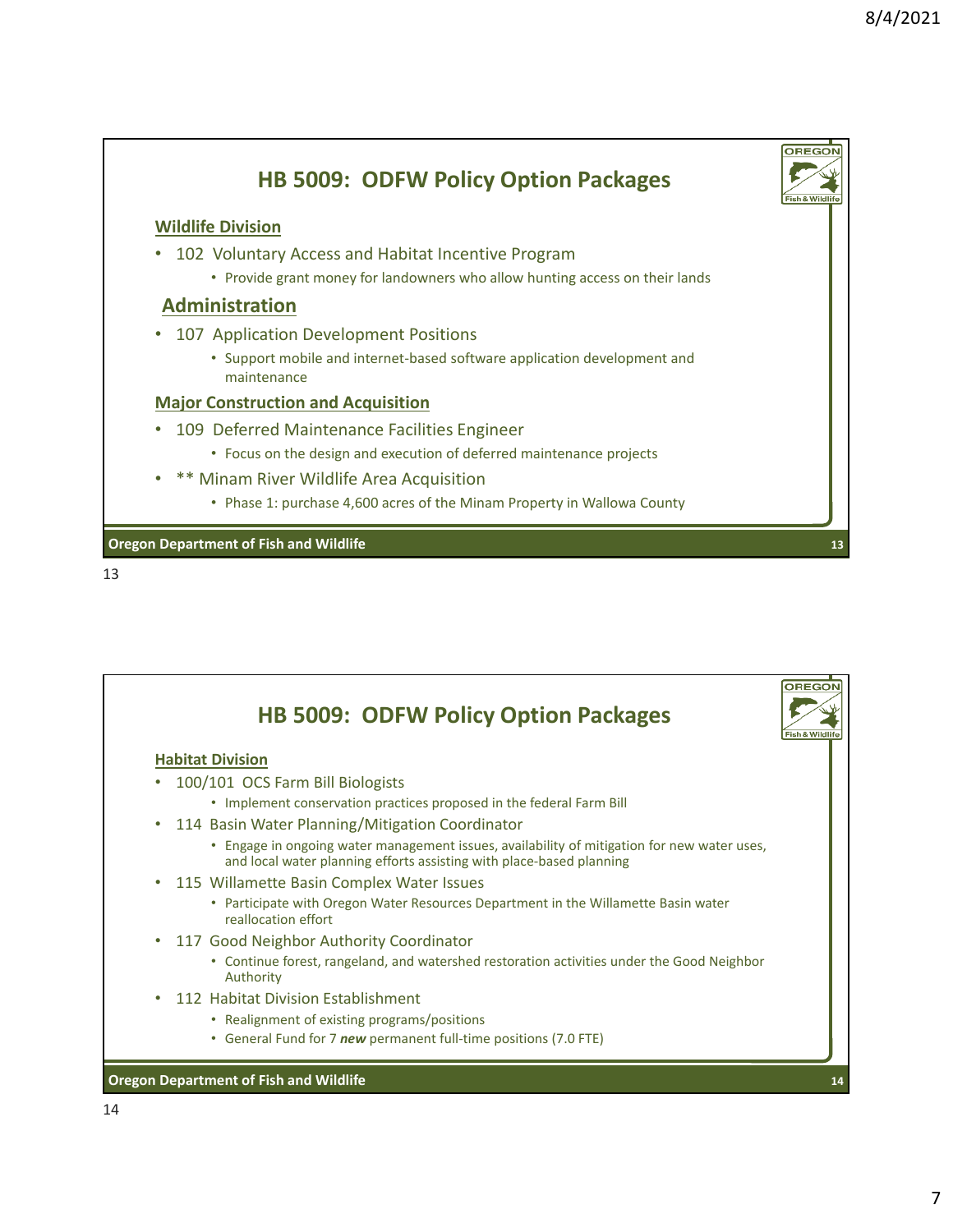## HB 5009: ODFW Policy Option Packages

**Wildlife Division**

- 102 Voluntary Access and Habitat Incentive Program
  - Provide grant money for landowners who allow hunting access on their lands

**Administration**

- 107 Application Development Positions
  - Support mobile and internet-based software application development and maintenance

**Major Construction and Acquisition**

- 109 Deferred Maintenance Facilities Engineer
  - Focus on the design and execution of deferred maintenance projects
- ** Minam River Wildlife Area Acquisition
  - Phase 1: purchase 4,600 acres of the Minam Property in Wallowa County

Oregon Department of Fish and Wildlife

## HB 5009: ODFW Policy Option Packages

**Habitat Division**

- 100/101 OCS Farm Bill Biologists
  - Implement conservation practices proposed in the federal Farm Bill
- 114 Basin Water Planning/Mitigation Coordinator
  - Engage in ongoing water management issues, availability of mitigation for new water uses, and local water planning efforts assisting with place-based planning
- 115 Willamette Basin Complex Water Issues
  - Participate with Oregon Water Resources Department in the Willamette Basin water reallocation effort
- 117 Good Neighbor Authority Coordinator
  - Continue forest, rangeland, and watershed restoration activities under the Good Neighbor Authority
- 112 Habitat Division Establishment
  - Realignment of existing programs/positions
  - General Fund for 7 ***new*** permanent full-time positions (7.0 FTE)

Oregon Department of Fish and Wildlife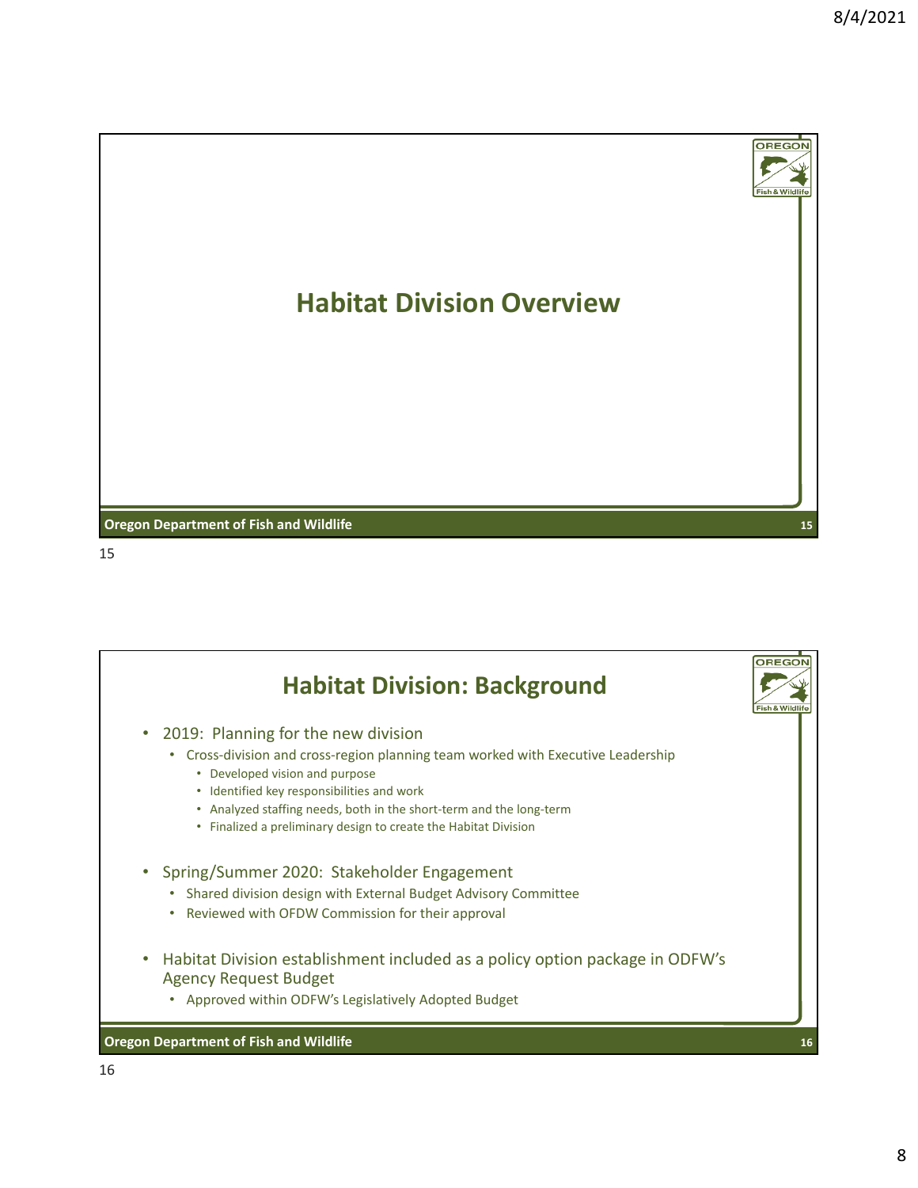# Habitat Division Overview

## Habitat Division: Background

- 2019: Planning for the new division
  - Cross-division and cross-region planning team worked with Executive Leadership
    - Developed vision and purpose
    - Identified key responsibilities and work
    - Analyzed staffing needs, both in the short-term and the long-term
    - Finalized a preliminary design to create the Habitat Division
- Spring/Summer 2020: Stakeholder Engagement
  - Shared division design with External Budget Advisory Committee
  - Reviewed with OFDW Commission for their approval
- Habitat Division establishment included as a policy option package in ODFW's Agency Request Budget
  - Approved within ODFW's Legislatively Adopted Budget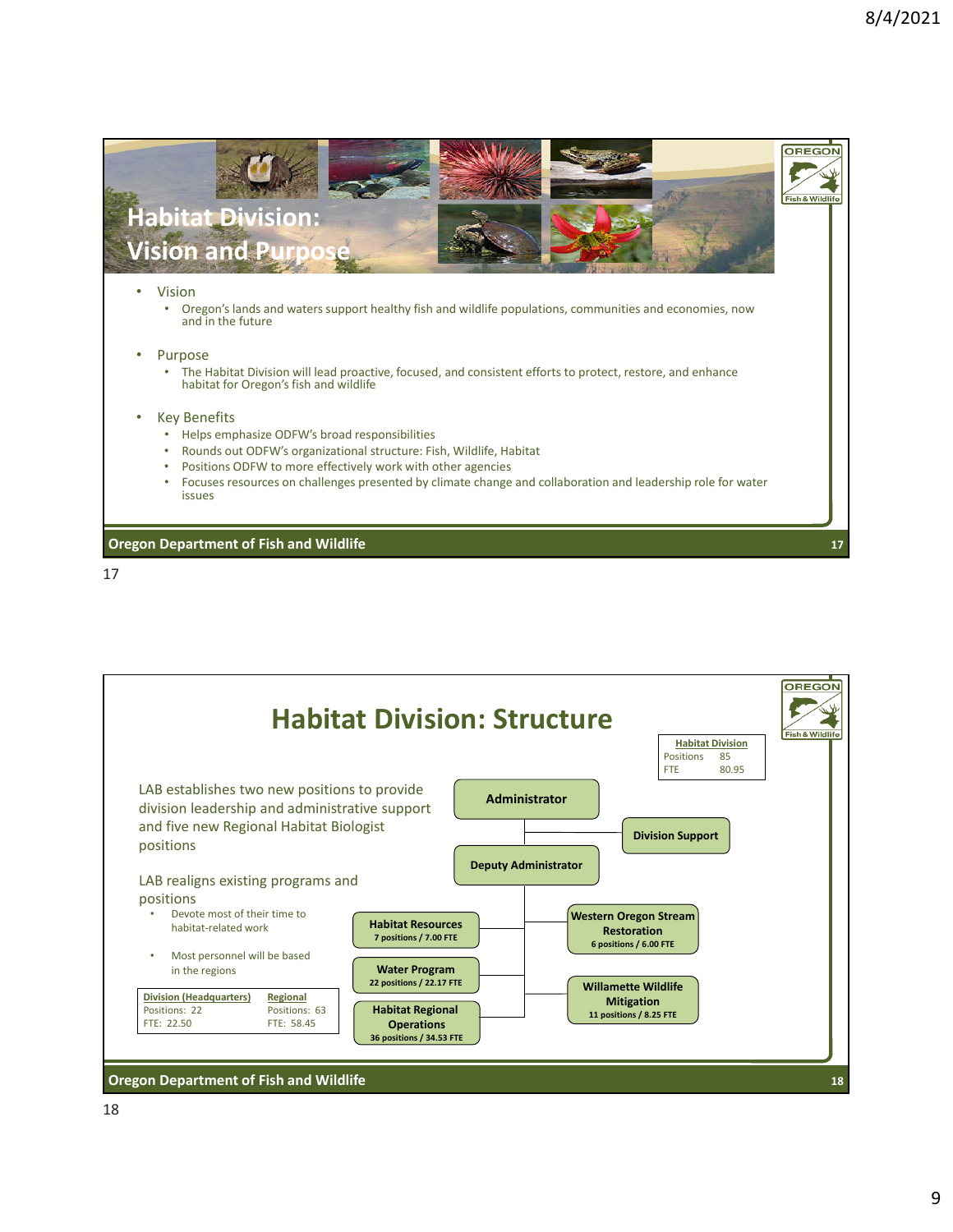## Habitat Division: Vision and Purpose

- Vision
  - Oregon's lands and waters support healthy fish and wildlife populations, communities and economies, now and in the future
- Purpose
  - The Habitat Division will lead proactive, focused, and consistent efforts to protect, restore, and enhance habitat for Oregon's fish and wildlife
- Key Benefits
  - Helps emphasize ODFW's broad responsibilities
  - Rounds out ODFW's organizational structure: Fish, Wildlife, Habitat
  - Positions ODFW to more effectively work with other agencies
  - Focuses resources on challenges presented by climate change and collaboration and leadership role for water issues

**Oregon Department of Fish and Wildlife**

## Habitat Division: Structure

| Habitat Division | |
|---|---|
| Positions | 85 |
| FTE | 80.95 |

LAB establishes two new positions to provide division leadership and administrative support and five new Regional Habitat Biologist positions

LAB realigns existing programs and positions

- Devote most of their time to habitat-related work
- Most personnel will be based in the regions

| Division (Headquarters) | Regional |
|---|---|
| Positions: 22 | Positions: 63 |
| FTE: 22.50 | FTE: 58.45 |

- Administrator
  - Division Support
  - Deputy Administrator
    - Habitat Resources — 7 positions / 7.00 FTE
    - Water Program — 22 positions / 22.17 FTE
    - Habitat Regional Operations — 36 positions / 34.53 FTE
    - Western Oregon Stream Restoration — 6 positions / 6.00 FTE
    - Willamette Wildlife Mitigation — 11 positions / 8.25 FTE

**Oregon Department of Fish and Wildlife**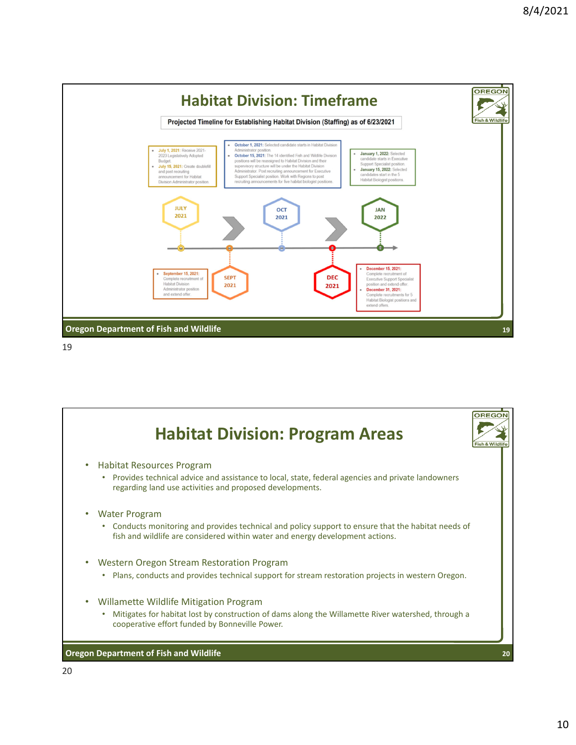## Habitat Division: Timeframe

**Projected Timeline for Establishing Habitat Division (Staffing) as of 6/23/2021**

**JULY 2021**

- **July 1, 2021:** Receive 2021-2023 Legislatively Adopted Budget.
- **July 15, 2021:** Create doublefill and post recruiting announcement for Habitat Division Administrator position.

**SEPT 2021**

- **September 15, 2021:** Complete recruitment of Habitat Division Administrator position and extend offer.

**OCT 2021**

- **October 1, 2021:** Selected candidate starts in Habitat Division Administrator position.
- **October 15, 2021:** The 14 identified Fish and Wildlife Division positions will be reassigned to Habitat Division and their supervisory structure will be under the Habitat Division Administrator. Post recruiting announcement for Executive Support Specialist position. Work with Regions to post recruiting announcements for five habitat biologist positions.

**DEC 2021**

- **December 15, 2021:** Complete recruitment of Executive Support Specialist position and extend offer.
- **December 31, 2021:** Complete recruitments for 5 Habitat Biologist positions and extend offers.

**JAN 2022**

- **January 1, 2022:** Selected candidate starts in Executive Support Specialist position.
- **January 15, 2022:** Selected candidates start in the 5 Habitat Biologist positions.

Oregon Department of Fish and Wildlife

## Habitat Division: Program Areas

- Habitat Resources Program
  - Provides technical advice and assistance to local, state, federal agencies and private landowners regarding land use activities and proposed developments.
- Water Program
  - Conducts monitoring and provides technical and policy support to ensure that the habitat needs of fish and wildlife are considered within water and energy development actions.
- Western Oregon Stream Restoration Program
  - Plans, conducts and provides technical support for stream restoration projects in western Oregon.
- Willamette Wildlife Mitigation Program
  - Mitigates for habitat lost by construction of dams along the Willamette River watershed, through a cooperative effort funded by Bonneville Power.

Oregon Department of Fish and Wildlife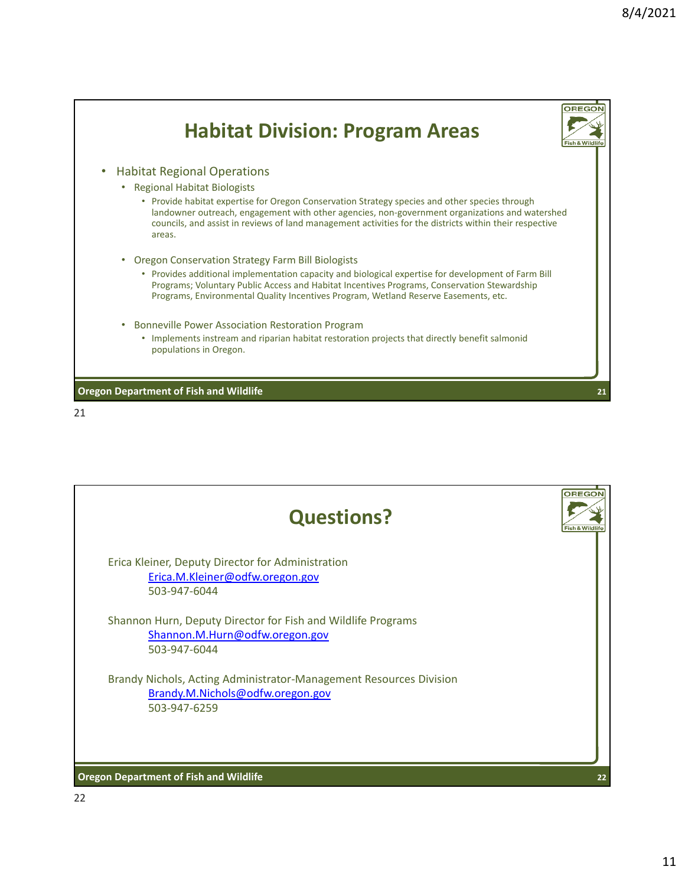## Habitat Division: Program Areas

- Habitat Regional Operations
  - Regional Habitat Biologists
    - Provide habitat expertise for Oregon Conservation Strategy species and other species through landowner outreach, engagement with other agencies, non-government organizations and watershed councils, and assist in reviews of land management activities for the districts within their respective areas.
  - Oregon Conservation Strategy Farm Bill Biologists
    - Provides additional implementation capacity and biological expertise for development of Farm Bill Programs; Voluntary Public Access and Habitat Incentives Programs, Conservation Stewardship Programs, Environmental Quality Incentives Program, Wetland Reserve Easements, etc.
  - Bonneville Power Association Restoration Program
    - Implements instream and riparian habitat restoration projects that directly benefit salmonid populations in Oregon.

## Questions?

Erica Kleiner, Deputy Director for Administration
Erica.M.Kleiner@odfw.oregon.gov
503-947-6044

Shannon Hurn, Deputy Director for Fish and Wildlife Programs
Shannon.M.Hurn@odfw.oregon.gov
503-947-6044

Brandy Nichols, Acting Administrator-Management Resources Division
Brandy.M.Nichols@odfw.oregon.gov
503-947-6259